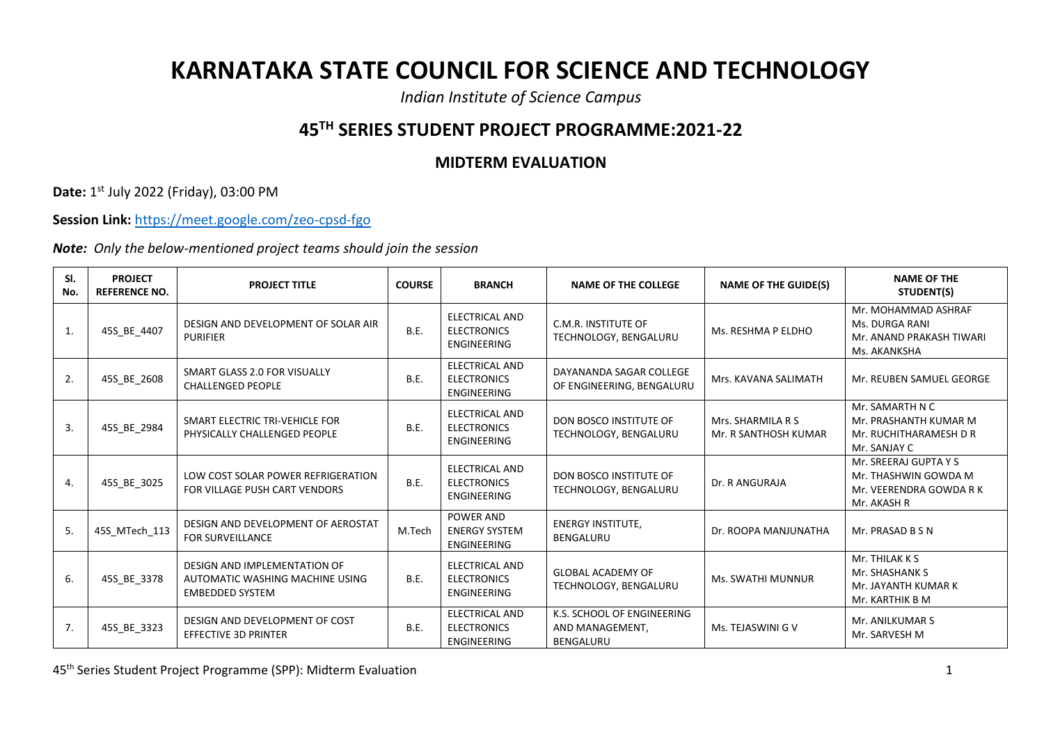# KARNATAKA STATE COUNCIL FOR SCIENCE AND TECHNOLOGY

*Indian Institute of Science Campus*

## 45$^{TH}$ SERIES STUDENT PROJECT PROGRAMME:2021-22

### MIDTERM EVALUATION

**Date:** 1$^{st}$ July 2022 (Friday), 03:00 PM

**Session Link:** https://meet.google.com/zeo-cpsd-fgo

***Note:*** *Only the below-mentioned project teams should join the session*

| Sl. No. | PROJECT REFERENCE NO. | PROJECT TITLE | COURSE | BRANCH | NAME OF THE COLLEGE | NAME OF THE GUIDE(S) | NAME OF THE STUDENT(S) |
|---|---|---|---|---|---|---|---|
| 1. | 45S_BE_4407 | DESIGN AND DEVELOPMENT OF SOLAR AIR PURIFIER | B.E. | ELECTRICAL AND ELECTRONICS ENGINEERING | C.M.R. INSTITUTE OF TECHNOLOGY, BENGALURU | Ms. RESHMA P ELDHO | Mr. MOHAMMAD ASHRAF<br>Ms. DURGA RANI<br>Mr. ANAND PRAKASH TIWARI<br>Ms. AKANKSHA |
| 2. | 45S_BE_2608 | SMART GLASS 2.0 FOR VISUALLY CHALLENGED PEOPLE | B.E. | ELECTRICAL AND ELECTRONICS ENGINEERING | DAYANANDA SAGAR COLLEGE OF ENGINEERING, BENGALURU | Mrs. KAVANA SALIMATH | Mr. REUBEN SAMUEL GEORGE |
| 3. | 45S_BE_2984 | SMART ELECTRIC TRI-VEHICLE FOR PHYSICALLY CHALLENGED PEOPLE | B.E. | ELECTRICAL AND ELECTRONICS ENGINEERING | DON BOSCO INSTITUTE OF TECHNOLOGY, BENGALURU | Mrs. SHARMILA R S<br>Mr. R SANTHOSH KUMAR | Mr. SAMARTH N C<br>Mr. PRASHANTH KUMAR M<br>Mr. RUCHITHARAMESH D R<br>Mr. SANJAY C |
| 4. | 45S_BE_3025 | LOW COST SOLAR POWER REFRIGERATION FOR VILLAGE PUSH CART VENDORS | B.E. | ELECTRICAL AND ELECTRONICS ENGINEERING | DON BOSCO INSTITUTE OF TECHNOLOGY, BENGALURU | Dr. R ANGURAJA | Mr. SREERAJ GUPTA Y S<br>Mr. THASHWIN GOWDA M<br>Mr. VEERENDRA GOWDA R K<br>Mr. AKASH R |
| 5. | 45S_MTech_113 | DESIGN AND DEVELOPMENT OF AEROSTAT FOR SURVEILLANCE | M.Tech | POWER AND ENERGY SYSTEM ENGINEERING | ENERGY INSTITUTE, BENGALURU | Dr. ROOPA MANJUNATHA | Mr. PRASAD B S N |
| 6. | 45S_BE_3378 | DESIGN AND IMPLEMENTATION OF AUTOMATIC WASHING MACHINE USING EMBEDDED SYSTEM | B.E. | ELECTRICAL AND ELECTRONICS ENGINEERING | GLOBAL ACADEMY OF TECHNOLOGY, BENGALURU | Ms. SWATHI MUNNUR | Mr. THILAK K S<br>Mr. SHASHANK S<br>Mr. JAYANTH KUMAR K<br>Mr. KARTHIK B M |
| 7. | 45S_BE_3323 | DESIGN AND DEVELOPMENT OF COST EFFECTIVE 3D PRINTER | B.E. | ELECTRICAL AND ELECTRONICS ENGINEERING | K.S. SCHOOL OF ENGINEERING AND MANAGEMENT, BENGALURU | Ms. TEJASWINI G V | Mr. ANILKUMAR S<br>Mr. SARVESH M |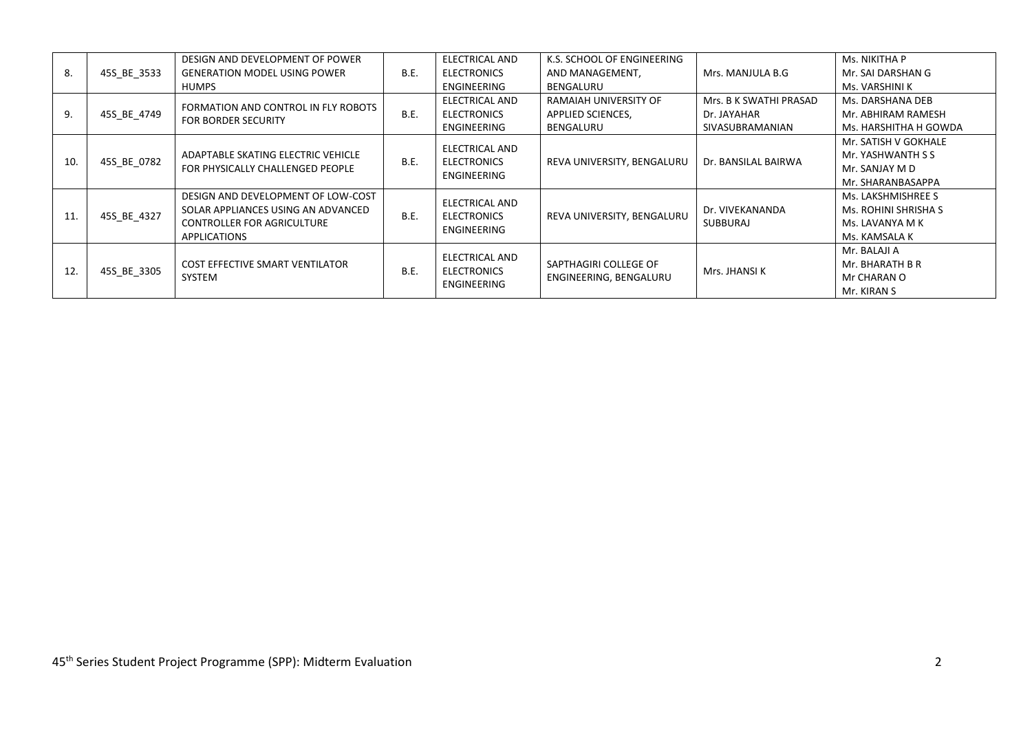| | | | | | | | |
|---|---|---|---|---|---|---|---|
| 8. | 45S_BE_3533 | DESIGN AND DEVELOPMENT OF POWER GENERATION MODEL USING POWER HUMPS | B.E. | ELECTRICAL AND ELECTRONICS ENGINEERING | K.S. SCHOOL OF ENGINEERING AND MANAGEMENT, BENGALURU | Mrs. MANJULA B.G | Ms. NIKITHA P<br>Mr. SAI DARSHAN G<br>Ms. VARSHINI K |
| 9. | 45S_BE_4749 | FORMATION AND CONTROL IN FLY ROBOTS FOR BORDER SECURITY | B.E. | ELECTRICAL AND ELECTRONICS ENGINEERING | RAMAIAH UNIVERSITY OF APPLIED SCIENCES, BENGALURU | Mrs. B K SWATHI PRASAD<br>Dr. JAYAHAR SIVASUBRAMANIAN | Ms. DARSHANA DEB<br>Mr. ABHIRAM RAMESH<br>Ms. HARSHITHA H GOWDA |
| 10. | 45S_BE_0782 | ADAPTABLE SKATING ELECTRIC VEHICLE FOR PHYSICALLY CHALLENGED PEOPLE | B.E. | ELECTRICAL AND ELECTRONICS ENGINEERING | REVA UNIVERSITY, BENGALURU | Dr. BANSILAL BAIRWA | Mr. SATISH V GOKHALE<br>Mr. YASHWANTH S S<br>Mr. SANJAY M D<br>Mr. SHARANBASAPPA |
| 11. | 45S_BE_4327 | DESIGN AND DEVELOPMENT OF LOW-COST SOLAR APPLIANCES USING AN ADVANCED CONTROLLER FOR AGRICULTURE APPLICATIONS | B.E. | ELECTRICAL AND ELECTRONICS ENGINEERING | REVA UNIVERSITY, BENGALURU | Dr. VIVEKANANDA SUBBURAJ | Ms. LAKSHMISHREE S<br>Ms. ROHINI SHRISHA S<br>Ms. LAVANYA M K<br>Ms. KAMSALA K |
| 12. | 45S_BE_3305 | COST EFFECTIVE SMART VENTILATOR SYSTEM | B.E. | ELECTRICAL AND ELECTRONICS ENGINEERING | SAPTHAGIRI COLLEGE OF ENGINEERING, BENGALURU | Mrs. JHANSI K | Mr. BALAJI A<br>Mr. BHARATH B R<br>Mr CHARAN O<br>Mr. KIRAN S |